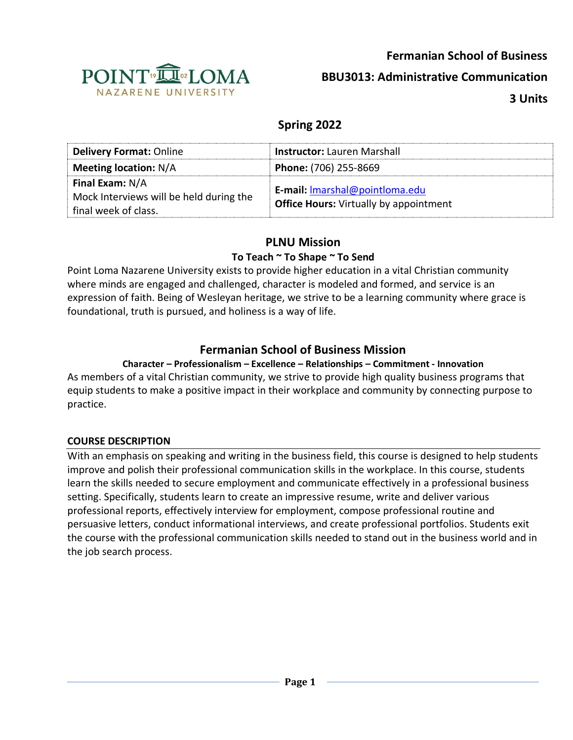**Fermanian School of Business**

**BBU3013: Administrative Communication**

**3 Units**

## Spring 2022

| **Delivery Format:** Online | **Instructor:** Lauren Marshall |
|---|---|
| **Meeting location:** N/A | **Phone:** (706) 255-8669 |
| **Final Exam:** N/A<br>Mock Interviews will be held during the final week of class. | **E-mail:** lmarshal@pointloma.edu<br>**Office Hours:** Virtually by appointment |

## PLNU Mission

### To Teach ~ To Shape ~ To Send

Point Loma Nazarene University exists to provide higher education in a vital Christian community where minds are engaged and challenged, character is modeled and formed, and service is an expression of faith. Being of Wesleyan heritage, we strive to be a learning community where grace is foundational, truth is pursued, and holiness is a way of life.

## Fermanian School of Business Mission

### Character – Professionalism – Excellence – Relationships – Commitment - Innovation

As members of a vital Christian community, we strive to provide high quality business programs that equip students to make a positive impact in their workplace and community by connecting purpose to practice.

### COURSE DESCRIPTION

With an emphasis on speaking and writing in the business field, this course is designed to help students improve and polish their professional communication skills in the workplace. In this course, students learn the skills needed to secure employment and communicate effectively in a professional business setting. Specifically, students learn to create an impressive resume, write and deliver various professional reports, effectively interview for employment, compose professional routine and persuasive letters, conduct informational interviews, and create professional portfolios. Students exit the course with the professional communication skills needed to stand out in the business world and in the job search process.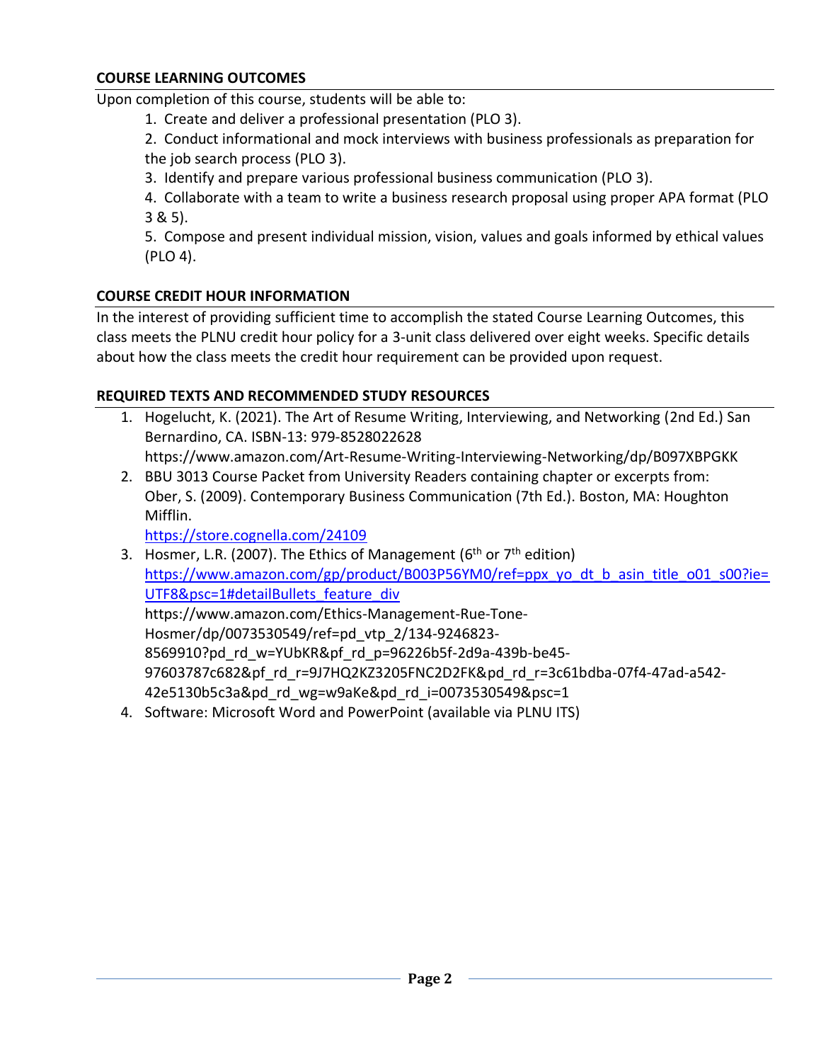## COURSE LEARNING OUTCOMES

Upon completion of this course, students will be able to:

1. Create and deliver a professional presentation (PLO 3).
2. Conduct informational and mock interviews with business professionals as preparation for the job search process (PLO 3).
3. Identify and prepare various professional business communication (PLO 3).
4. Collaborate with a team to write a business research proposal using proper APA format (PLO 3 & 5).
5. Compose and present individual mission, vision, values and goals informed by ethical values (PLO 4).

## COURSE CREDIT HOUR INFORMATION

In the interest of providing sufficient time to accomplish the stated Course Learning Outcomes, this class meets the PLNU credit hour policy for a 3-unit class delivered over eight weeks. Specific details about how the class meets the credit hour requirement can be provided upon request.

## REQUIRED TEXTS AND RECOMMENDED STUDY RESOURCES

1. Hogelucht, K. (2021). The Art of Resume Writing, Interviewing, and Networking (2nd Ed.) San Bernardino, CA. ISBN-13: 979-8528022628 https://www.amazon.com/Art-Resume-Writing-Interviewing-Networking/dp/B097XBPGKK
2. BBU 3013 Course Packet from University Readers containing chapter or excerpts from: Ober, S. (2009). Contemporary Business Communication (7th Ed.). Boston, MA: Houghton Mifflin.
   https://store.cognella.com/24109
3. Hosmer, L.R. (2007). The Ethics of Management (6th or 7th edition)
   https://www.amazon.com/gp/product/B003P56YM0/ref=ppx_yo_dt_b_asin_title_o01_s00?ie=UTF8&psc=1#detailBullets_feature_div
   https://www.amazon.com/Ethics-Management-Rue-Tone-Hosmer/dp/0073530549/ref=pd_vtp_2/134-9246823-8569910?pd_rd_w=YUbKR&pf_rd_p=96226b5f-2d9a-439b-be45-97603787c682&pf_rd_r=9J7HQ2KZ3205FNC2D2FK&pd_rd_r=3c61bdba-07f4-47ad-a542-42e5130b5c3a&pd_rd_wg=w9aKe&pd_rd_i=0073530549&psc=1
4. Software: Microsoft Word and PowerPoint (available via PLNU ITS)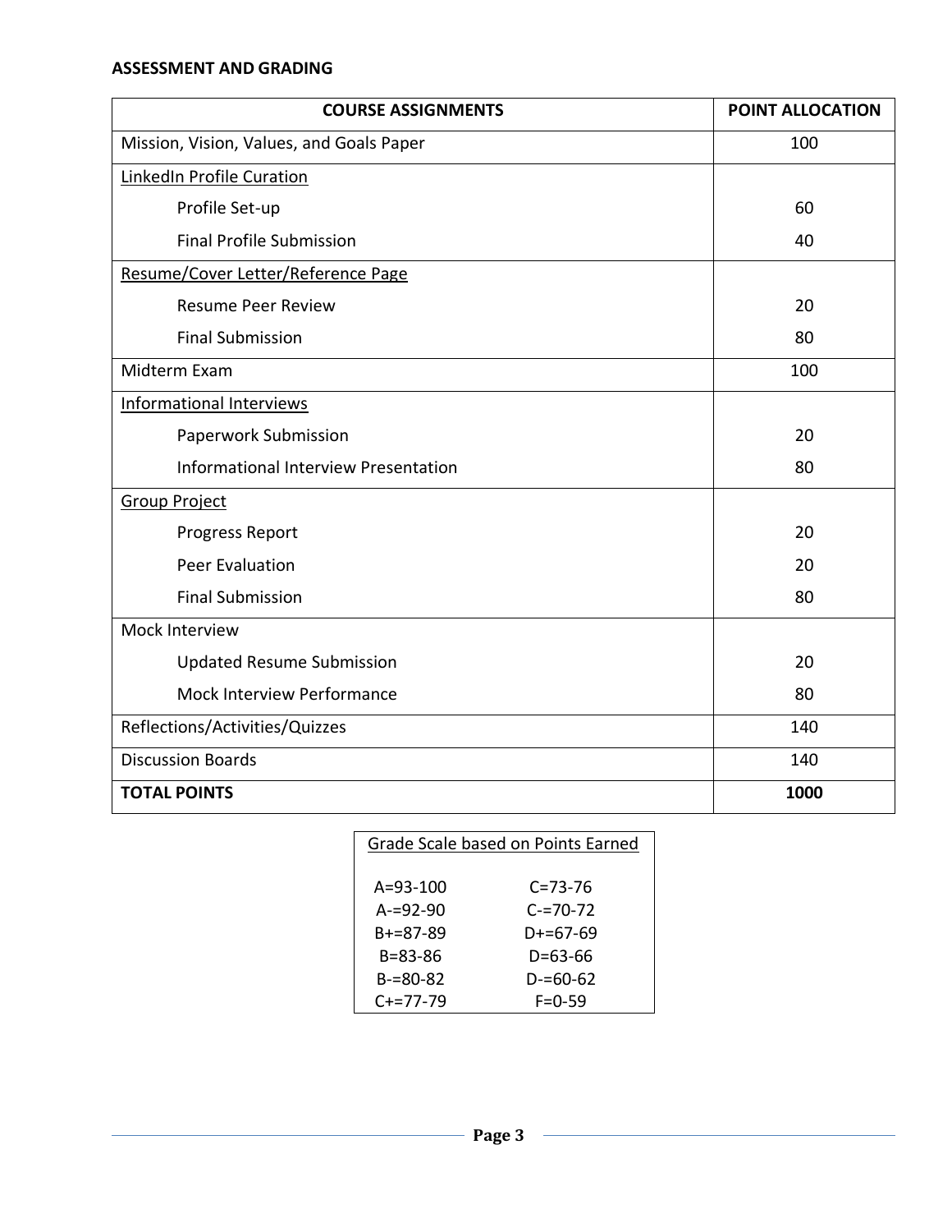**ASSESSMENT AND GRADING**

| COURSE ASSIGNMENTS | POINT ALLOCATION |
|---|---|
| Mission, Vision, Values, and Goals Paper | 100 |
| LinkedIn Profile Curation | |
| Profile Set-up | 60 |
| Final Profile Submission | 40 |
| Resume/Cover Letter/Reference Page | |
| Resume Peer Review | 20 |
| Final Submission | 80 |
| Midterm Exam | 100 |
| Informational Interviews | |
| Paperwork Submission | 20 |
| Informational Interview Presentation | 80 |
| Group Project | |
| Progress Report | 20 |
| Peer Evaluation | 20 |
| Final Submission | 80 |
| Mock Interview | |
| Updated Resume Submission | 20 |
| Mock Interview Performance | 80 |
| Reflections/Activities/Quizzes | 140 |
| Discussion Boards | 140 |
| **TOTAL POINTS** | **1000** |

| Grade Scale based on Points Earned | |
|---|---|
| A=93-100 | C=73-76 |
| A-=92-90 | C-=70-72 |
| B+=87-89 | D+=67-69 |
| B=83-86 | D=63-66 |
| B-=80-82 | D-=60-62 |
| C+=77-79 | F=0-59 |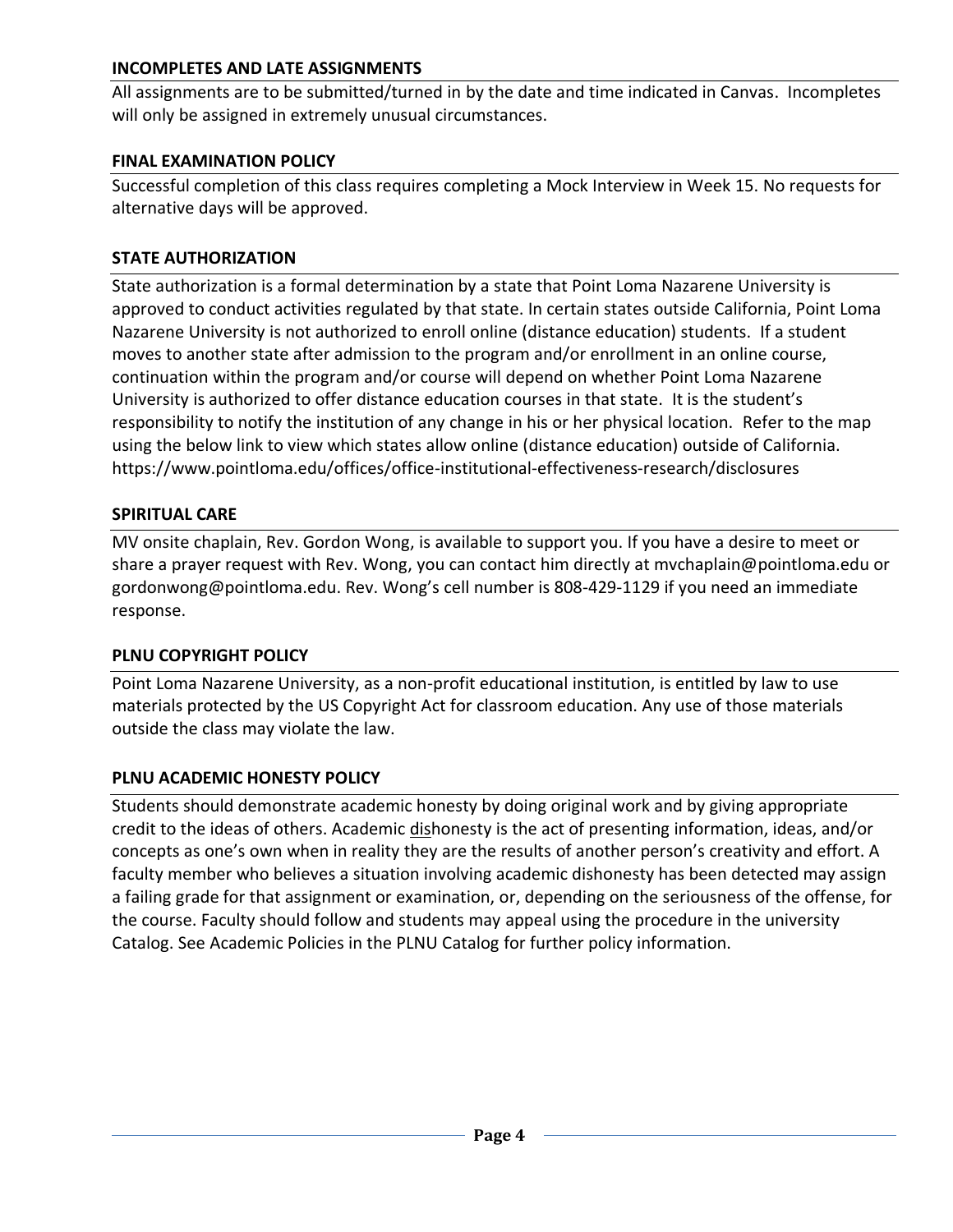### INCOMPLETES AND LATE ASSIGNMENTS

All assignments are to be submitted/turned in by the date and time indicated in Canvas. Incompletes will only be assigned in extremely unusual circumstances.

### FINAL EXAMINATION POLICY

Successful completion of this class requires completing a Mock Interview in Week 15. No requests for alternative days will be approved.

### STATE AUTHORIZATION

State authorization is a formal determination by a state that Point Loma Nazarene University is approved to conduct activities regulated by that state. In certain states outside California, Point Loma Nazarene University is not authorized to enroll online (distance education) students. If a student moves to another state after admission to the program and/or enrollment in an online course, continuation within the program and/or course will depend on whether Point Loma Nazarene University is authorized to offer distance education courses in that state. It is the student's responsibility to notify the institution of any change in his or her physical location. Refer to the map using the below link to view which states allow online (distance education) outside of California. https://www.pointloma.edu/offices/office-institutional-effectiveness-research/disclosures

### SPIRITUAL CARE

MV onsite chaplain, Rev. Gordon Wong, is available to support you. If you have a desire to meet or share a prayer request with Rev. Wong, you can contact him directly at mvchaplain@pointloma.edu or gordonwong@pointloma.edu. Rev. Wong's cell number is 808-429-1129 if you need an immediate response.

### PLNU COPYRIGHT POLICY

Point Loma Nazarene University, as a non-profit educational institution, is entitled by law to use materials protected by the US Copyright Act for classroom education. Any use of those materials outside the class may violate the law.

### PLNU ACADEMIC HONESTY POLICY

Students should demonstrate academic honesty by doing original work and by giving appropriate credit to the ideas of others. Academic dishonesty is the act of presenting information, ideas, and/or concepts as one's own when in reality they are the results of another person's creativity and effort. A faculty member who believes a situation involving academic dishonesty has been detected may assign a failing grade for that assignment or examination, or, depending on the seriousness of the offense, for the course. Faculty should follow and students may appeal using the procedure in the university Catalog. See Academic Policies in the PLNU Catalog for further policy information.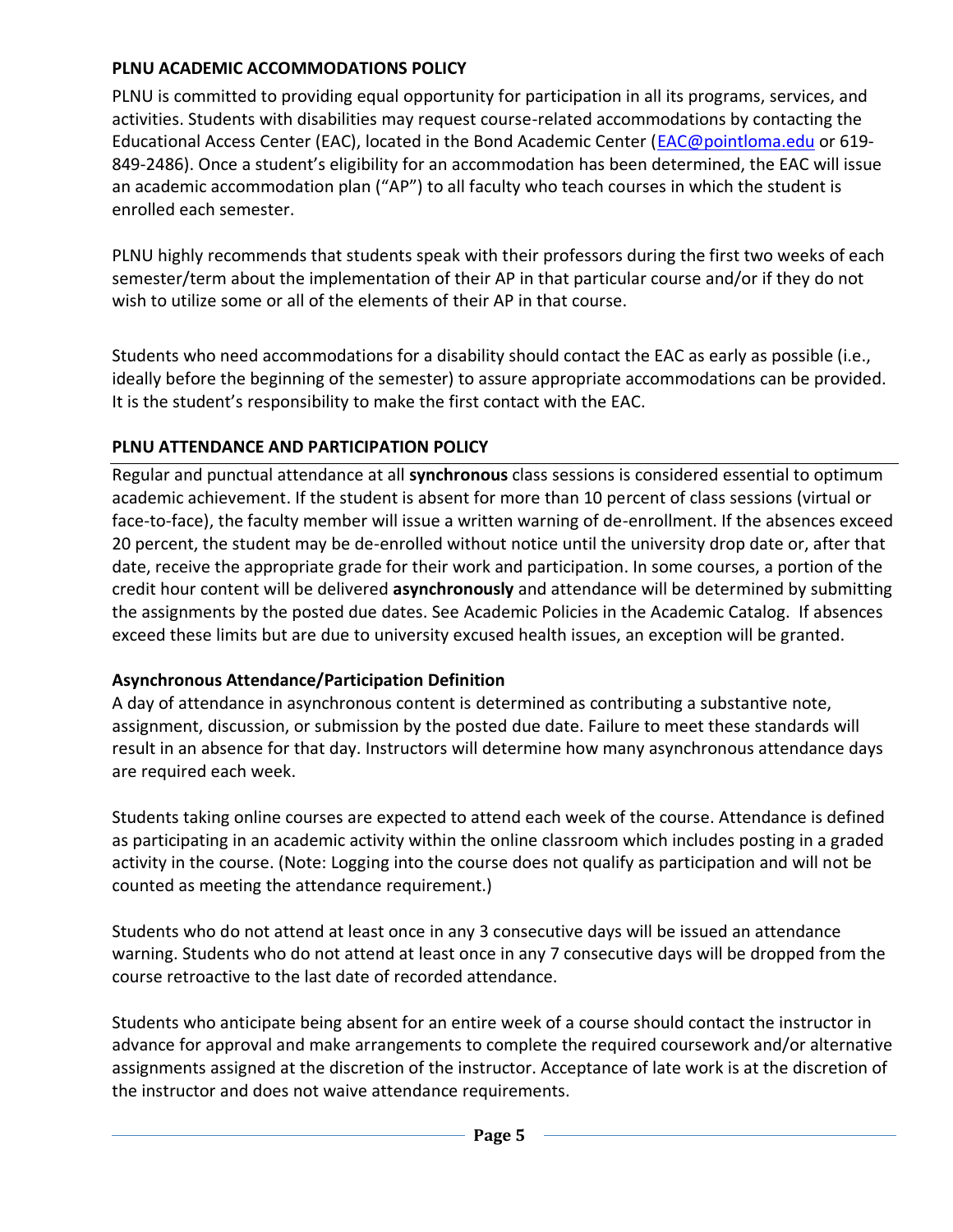**PLNU ACADEMIC ACCOMMODATIONS POLICY**

PLNU is committed to providing equal opportunity for participation in all its programs, services, and activities. Students with disabilities may request course-related accommodations by contacting the Educational Access Center (EAC), located in the Bond Academic Center (EAC@pointloma.edu or 619-849-2486). Once a student's eligibility for an accommodation has been determined, the EAC will issue an academic accommodation plan ("AP") to all faculty who teach courses in which the student is enrolled each semester.

PLNU highly recommends that students speak with their professors during the first two weeks of each semester/term about the implementation of their AP in that particular course and/or if they do not wish to utilize some or all of the elements of their AP in that course.

Students who need accommodations for a disability should contact the EAC as early as possible (i.e., ideally before the beginning of the semester) to assure appropriate accommodations can be provided. It is the student's responsibility to make the first contact with the EAC.

**PLNU ATTENDANCE AND PARTICIPATION POLICY**

Regular and punctual attendance at all **synchronous** class sessions is considered essential to optimum academic achievement. If the student is absent for more than 10 percent of class sessions (virtual or face-to-face), the faculty member will issue a written warning of de-enrollment. If the absences exceed 20 percent, the student may be de-enrolled without notice until the university drop date or, after that date, receive the appropriate grade for their work and participation. In some courses, a portion of the credit hour content will be delivered **asynchronously** and attendance will be determined by submitting the assignments by the posted due dates. See Academic Policies in the Academic Catalog. If absences exceed these limits but are due to university excused health issues, an exception will be granted.

**Asynchronous Attendance/Participation Definition**

A day of attendance in asynchronous content is determined as contributing a substantive note, assignment, discussion, or submission by the posted due date. Failure to meet these standards will result in an absence for that day. Instructors will determine how many asynchronous attendance days are required each week.

Students taking online courses are expected to attend each week of the course. Attendance is defined as participating in an academic activity within the online classroom which includes posting in a graded activity in the course. (Note: Logging into the course does not qualify as participation and will not be counted as meeting the attendance requirement.)

Students who do not attend at least once in any 3 consecutive days will be issued an attendance warning. Students who do not attend at least once in any 7 consecutive days will be dropped from the course retroactive to the last date of recorded attendance.

Students who anticipate being absent for an entire week of a course should contact the instructor in advance for approval and make arrangements to complete the required coursework and/or alternative assignments assigned at the discretion of the instructor. Acceptance of late work is at the discretion of the instructor and does not waive attendance requirements.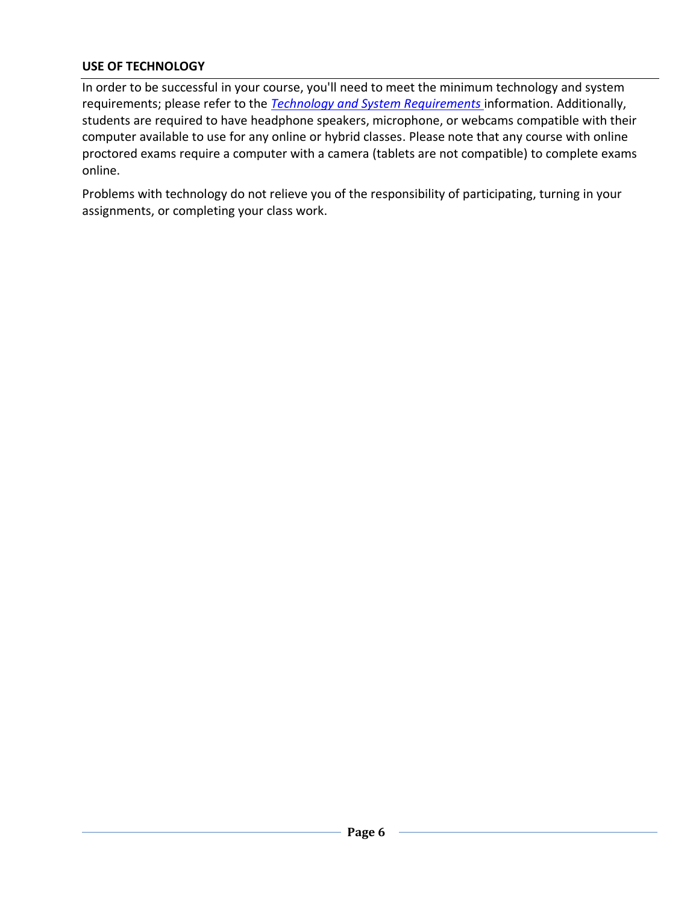## USE OF TECHNOLOGY

In order to be successful in your course, you'll need to meet the minimum technology and system requirements; please refer to the *Technology and System Requirements* information. Additionally, students are required to have headphone speakers, microphone, or webcams compatible with their computer available to use for any online or hybrid classes. Please note that any course with online proctored exams require a computer with a camera (tablets are not compatible) to complete exams online.

Problems with technology do not relieve you of the responsibility of participating, turning in your assignments, or completing your class work.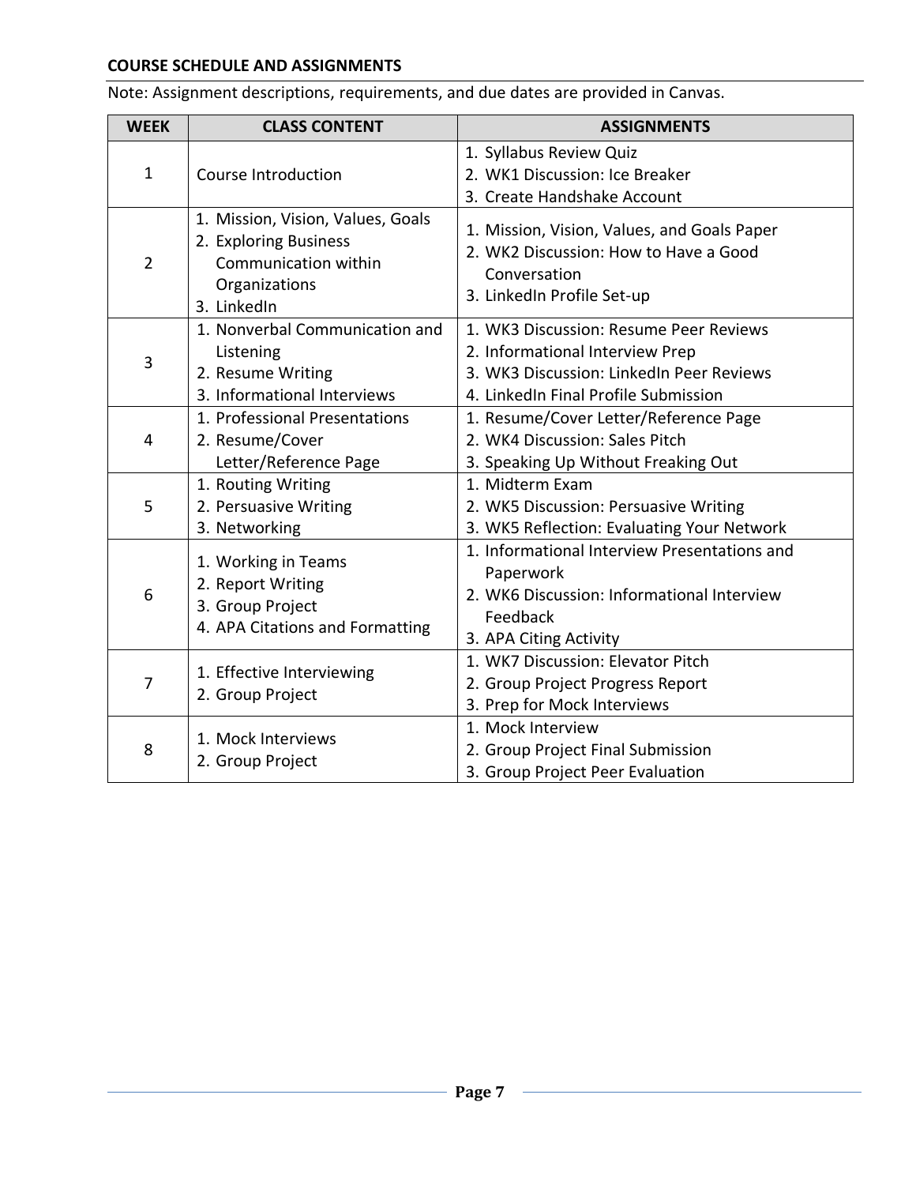**COURSE SCHEDULE AND ASSIGNMENTS**

Note: Assignment descriptions, requirements, and due dates are provided in Canvas.

| WEEK | CLASS CONTENT | ASSIGNMENTS |
|---|---|---|
| 1 | Course Introduction | 1. Syllabus Review Quiz<br>2. WK1 Discussion: Ice Breaker<br>3. Create Handshake Account |
| 2 | 1. Mission, Vision, Values, Goals<br>2. Exploring Business Communication within Organizations<br>3. LinkedIn | 1. Mission, Vision, Values, and Goals Paper<br>2. WK2 Discussion: How to Have a Good Conversation<br>3. LinkedIn Profile Set-up |
| 3 | 1. Nonverbal Communication and Listening<br>2. Resume Writing<br>3. Informational Interviews | 1. WK3 Discussion: Resume Peer Reviews<br>2. Informational Interview Prep<br>3. WK3 Discussion: LinkedIn Peer Reviews<br>4. LinkedIn Final Profile Submission |
| 4 | 1. Professional Presentations<br>2. Resume/Cover Letter/Reference Page | 1. Resume/Cover Letter/Reference Page<br>2. WK4 Discussion: Sales Pitch<br>3. Speaking Up Without Freaking Out |
| 5 | 1. Routing Writing<br>2. Persuasive Writing<br>3. Networking | 1. Midterm Exam<br>2. WK5 Discussion: Persuasive Writing<br>3. WK5 Reflection: Evaluating Your Network |
| 6 | 1. Working in Teams<br>2. Report Writing<br>3. Group Project<br>4. APA Citations and Formatting | 1. Informational Interview Presentations and Paperwork<br>2. WK6 Discussion: Informational Interview Feedback<br>3. APA Citing Activity |
| 7 | 1. Effective Interviewing<br>2. Group Project | 1. WK7 Discussion: Elevator Pitch<br>2. Group Project Progress Report<br>3. Prep for Mock Interviews |
| 8 | 1. Mock Interviews<br>2. Group Project | 1. Mock Interview<br>2. Group Project Final Submission<br>3. Group Project Peer Evaluation |